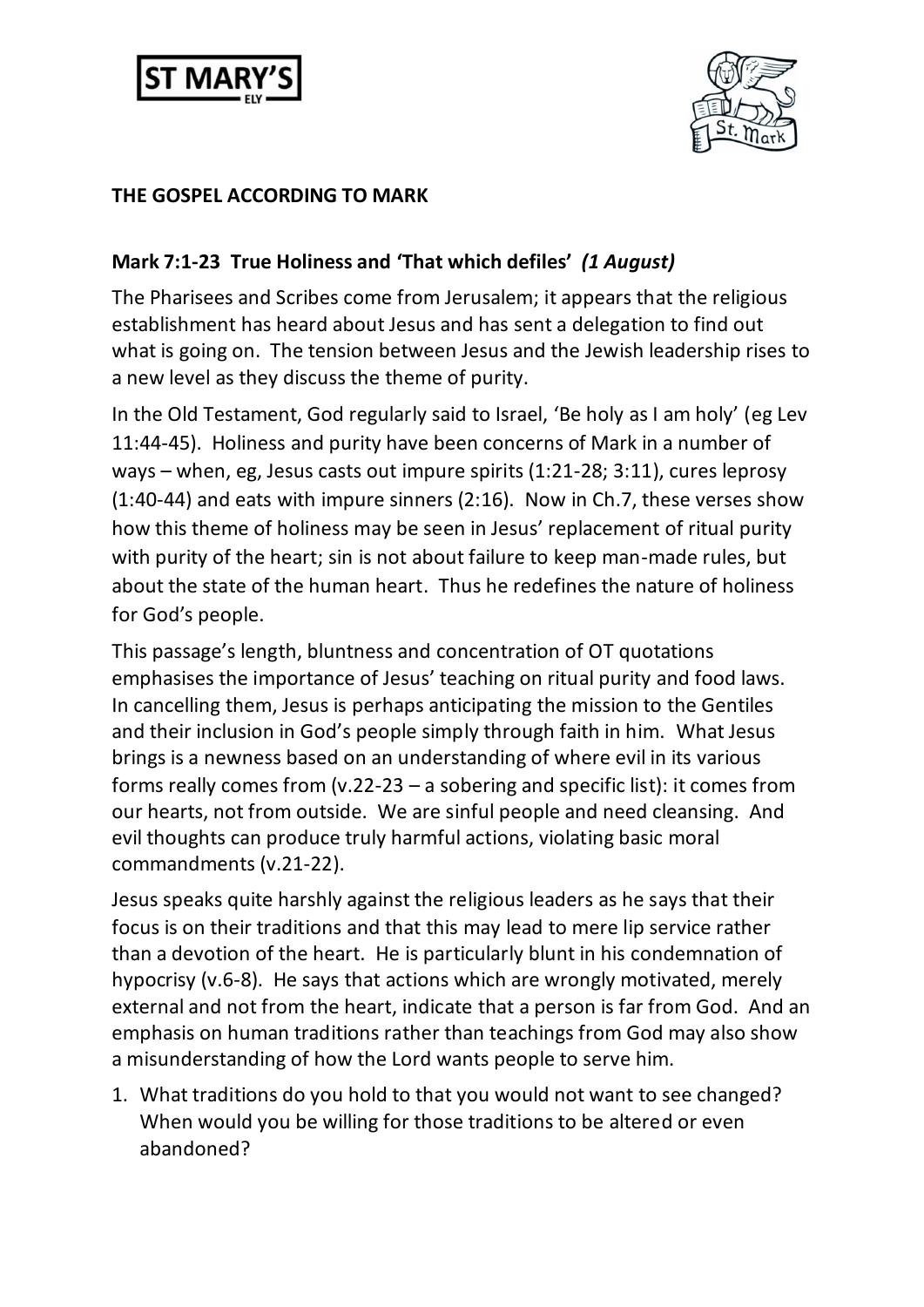## THE GOSPEL ACCORDING TO MARK

### Mark 7:1-23 True Holiness and 'That which defiles' *(1 August)*

The Pharisees and Scribes come from Jerusalem; it appears that the religious establishment has heard about Jesus and has sent a delegation to find out what is going on. The tension between Jesus and the Jewish leadership rises to a new level as they discuss the theme of purity.

In the Old Testament, God regularly said to Israel, 'Be holy as I am holy' (eg Lev 11:44-45). Holiness and purity have been concerns of Mark in a number of ways – when, eg, Jesus casts out impure spirits (1:21-28; 3:11), cures leprosy (1:40-44) and eats with impure sinners (2:16). Now in Ch.7, these verses show how this theme of holiness may be seen in Jesus' replacement of ritual purity with purity of the heart; sin is not about failure to keep man-made rules, but about the state of the human heart. Thus he redefines the nature of holiness for God's people.

This passage's length, bluntness and concentration of OT quotations emphasises the importance of Jesus' teaching on ritual purity and food laws. In cancelling them, Jesus is perhaps anticipating the mission to the Gentiles and their inclusion in God's people simply through faith in him. What Jesus brings is a newness based on an understanding of where evil in its various forms really comes from (v.22-23 – a sobering and specific list): it comes from our hearts, not from outside. We are sinful people and need cleansing. And evil thoughts can produce truly harmful actions, violating basic moral commandments (v.21-22).

Jesus speaks quite harshly against the religious leaders as he says that their focus is on their traditions and that this may lead to mere lip service rather than a devotion of the heart. He is particularly blunt in his condemnation of hypocrisy (v.6-8). He says that actions which are wrongly motivated, merely external and not from the heart, indicate that a person is far from God. And an emphasis on human traditions rather than teachings from God may also show a misunderstanding of how the Lord wants people to serve him.

1. What traditions do you hold to that you would not want to see changed? When would you be willing for those traditions to be altered or even abandoned?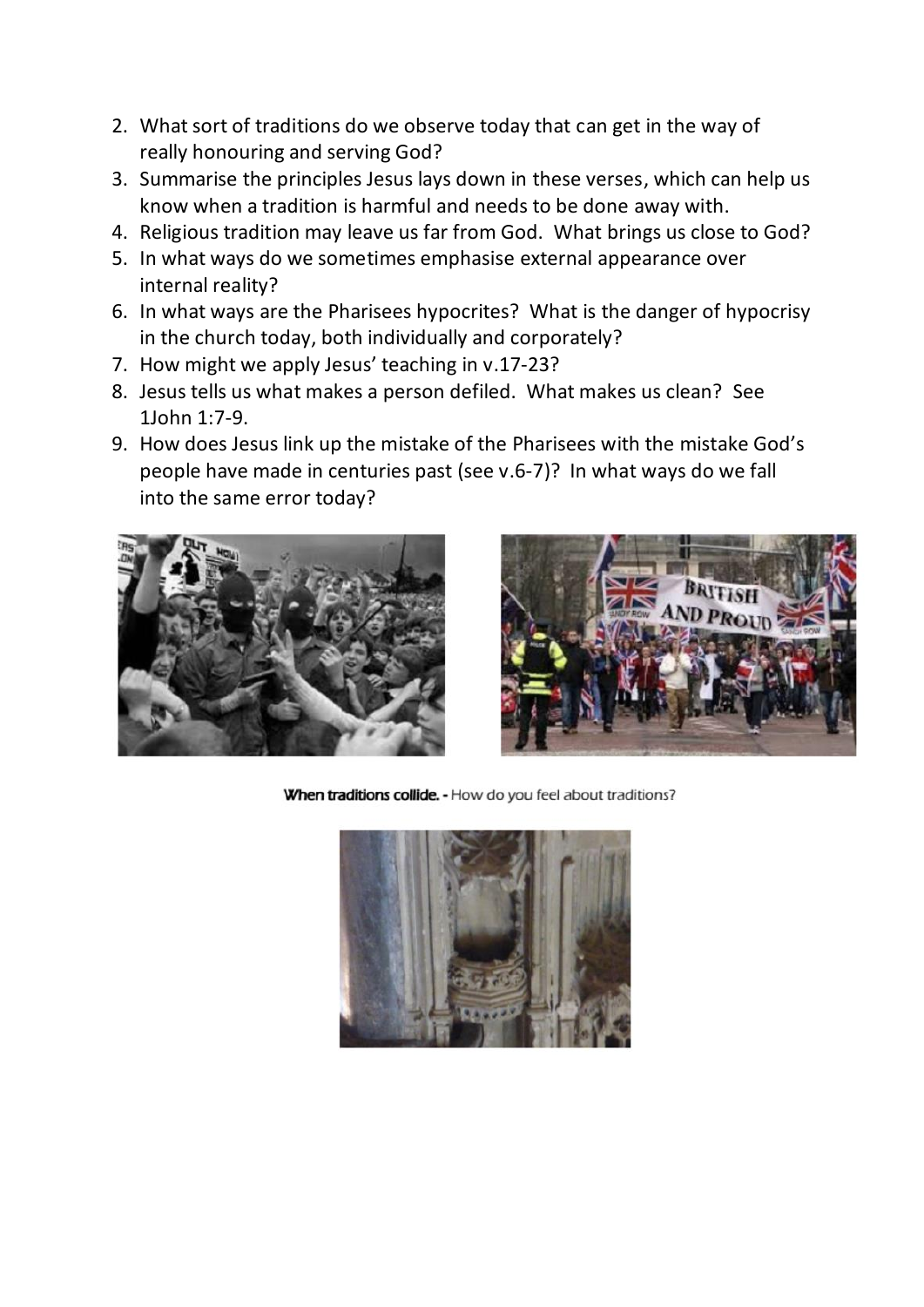2. What sort of traditions do we observe today that can get in the way of really honouring and serving God?
3. Summarise the principles Jesus lays down in these verses, which can help us know when a tradition is harmful and needs to be done away with.
4. Religious tradition may leave us far from God. What brings us close to God?
5. In what ways do we sometimes emphasise external appearance over internal reality?
6. In what ways are the Pharisees hypocrites? What is the danger of hypocrisy in the church today, both individually and corporately?
7. How might we apply Jesus' teaching in v.17-23?
8. Jesus tells us what makes a person defiled. What makes us clean? See 1John 1:7-9.
9. How does Jesus link up the mistake of the Pharisees with the mistake God's people have made in centuries past (see v.6-7)? In what ways do we fall into the same error today?

**When traditions collide.** - How do you feel about traditions?